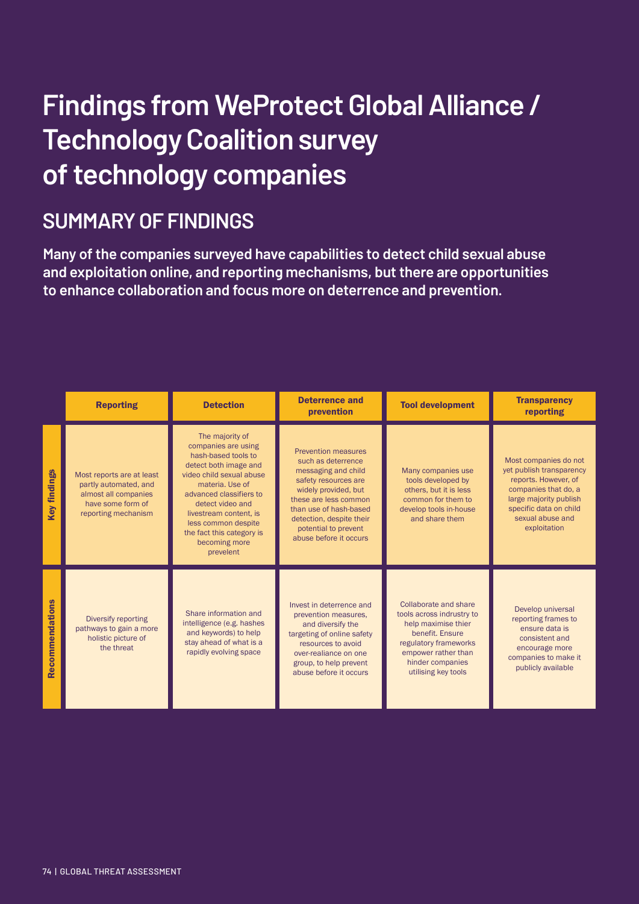# Findings from WeProtect Global Alliance / Technology Coalition survey of technology companies

## SUMMARY OF FINDINGS

**Many of the companies surveyed have capabilities to detect child sexual abuse and exploitation online, and reporting mechanisms, but there are opportunities to enhance collaboration and focus more on deterrence and prevention.**

| | Reporting | Detection | Deterrence and prevention | Tool development | Transparency reporting |
|---|---|---|---|---|---|
| **Key findings** | Most reports are at least partly automated, and almost all companies have some form of reporting mechanism | The majority of companies are using hash-based tools to detect both image and video child sexual abuse materia. Use of advanced classifiers to detect video and livestream content, is less common despite the fact this category is becoming more prevelent | Prevention measures such as deterrence messaging and child safety resources are widely provided, but these are less common than use of hash-based detection, despite their potential to prevent abuse before it occurs | Many companies use tools developed by others, but it is less common for them to develop tools in-house and share them | Most companies do not yet publish transparency reports. However, of companies that do, a large majority publish specific data on child sexual abuse and exploitation |
| **Recommendations** | Diversify reporting pathways to gain a more holistic picture of the threat | Share information and intelligence (e.g. hashes and keywords) to help stay ahead of what is a rapidly evolving space | Invest in deterrence and prevention measures, and diversify the targeting of online safety resources to avoid over-realiance on one group, to help prevent abuse before it occurs | Collaborate and share tools across indrustry to help maximise thier benefit. Ensure regulatory frameworks empower rather than hinder companies utilising key tools | Develop universal reporting frames to ensure data is consistent and encourage more companies to make it publicly available |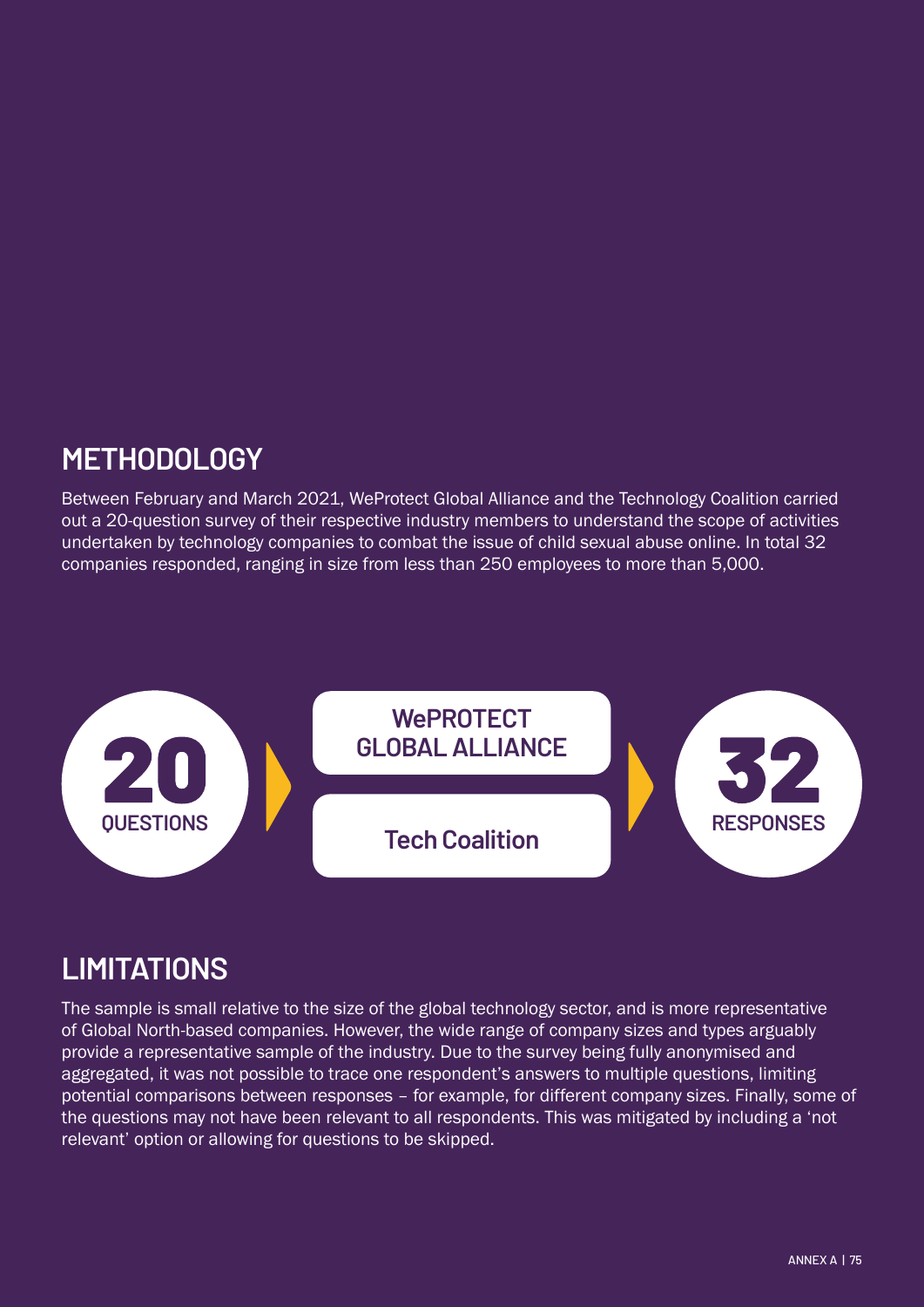## METHODOLOGY

Between February and March 2021, WeProtect Global Alliance and the Technology Coalition carried out a 20-question survey of their respective industry members to understand the scope of activities undertaken by technology companies to combat the issue of child sexual abuse online. In total 32 companies responded, ranging in size from less than 250 employees to more than 5,000.

20
QUESTIONS

WePROTECT
GLOBAL ALLIANCE

Tech Coalition

32
RESPONSES

## LIMITATIONS

The sample is small relative to the size of the global technology sector, and is more representative of Global North-based companies. However, the wide range of company sizes and types arguably provide a representative sample of the industry. Due to the survey being fully anonymised and aggregated, it was not possible to trace one respondent's answers to multiple questions, limiting potential comparisons between responses – for example, for different company sizes. Finally, some of the questions may not have been relevant to all respondents. This was mitigated by including a 'not relevant' option or allowing for questions to be skipped.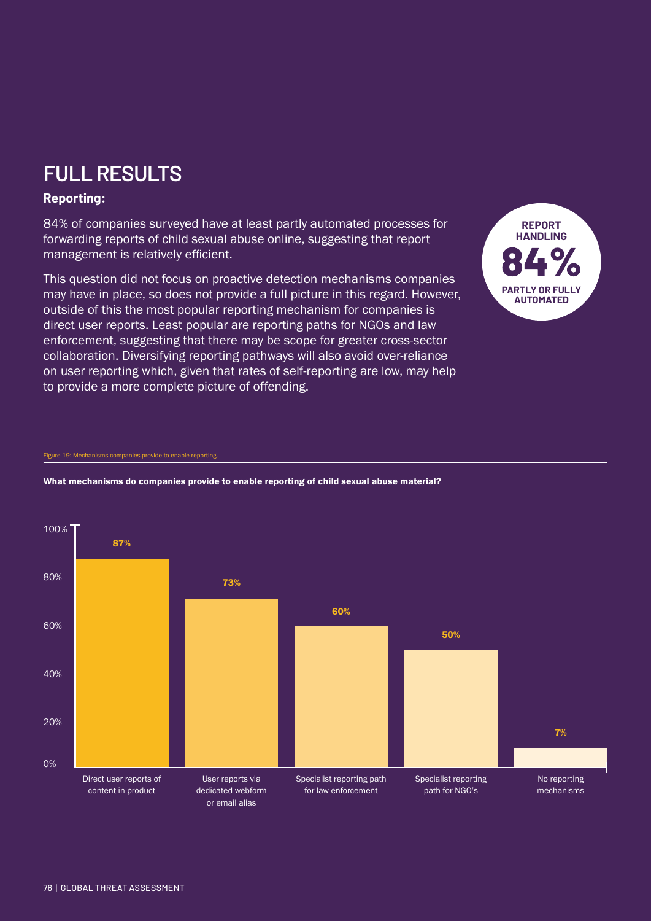# FULL RESULTS

### Reporting:

84% of companies surveyed have at least partly automated processes for forwarding reports of child sexual abuse online, suggesting that report management is relatively efficient.

This question did not focus on proactive detection mechanisms companies may have in place, so does not provide a full picture in this regard. However, outside of this the most popular reporting mechanism for companies is direct user reports. Least popular are reporting paths for NGOs and law enforcement, suggesting that there may be scope for greater cross-sector collaboration. Diversifying reporting pathways will also avoid over-reliance on user reporting which, given that rates of self-reporting are low, may help to provide a more complete picture of offending.

**REPORT HANDLING**
**84%**
**PARTLY OR FULLY AUTOMATED**

Figure 19: Mechanisms companies provide to enable reporting.

**What mechanisms do companies provide to enable reporting of child sexual abuse material?**

100%
80%
60%
40%
20%
0%

87%
Direct user reports of content in product

73%
User reports via dedicated webform or email alias

60%
Specialist reporting path for law enforcement

50%
Specialist reporting path for NGO's

7%
No reporting mechanisms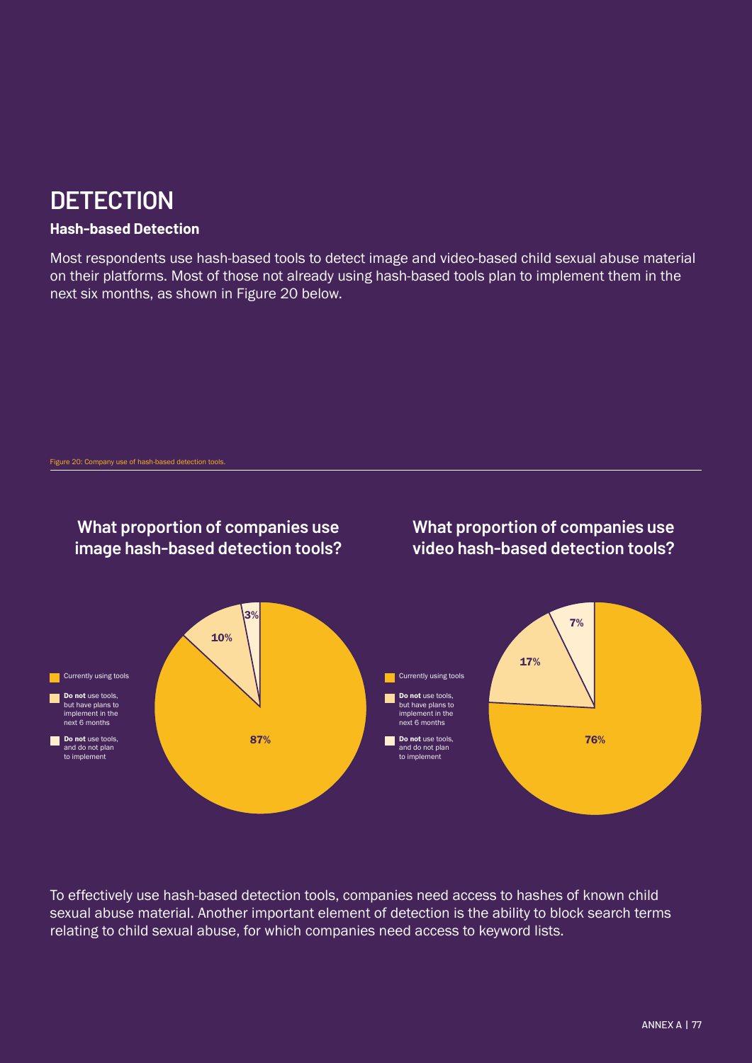# DETECTION

### Hash-based Detection

Most respondents use hash-based tools to detect image and video-based child sexual abuse material on their platforms. Most of those not already using hash-based tools plan to implement them in the next six months, as shown in Figure 20 below.

Figure 20: Company use of hash-based detection tools.

**What proportion of companies use image hash-based detection tools?**

Currently using tools

**Do not** use tools, but have plans to implement in the next 6 months

**Do not** use tools, and do not plan to implement

87%

10%

3%

**What proportion of companies use video hash-based detection tools?**

Currently using tools

**Do not** use tools, but have plans to implement in the next 6 months

**Do not** use tools, and do not plan to implement

76%

17%

7%

To effectively use hash-based detection tools, companies need access to hashes of known child sexual abuse material. Another important element of detection is the ability to block search terms relating to child sexual abuse, for which companies need access to keyword lists.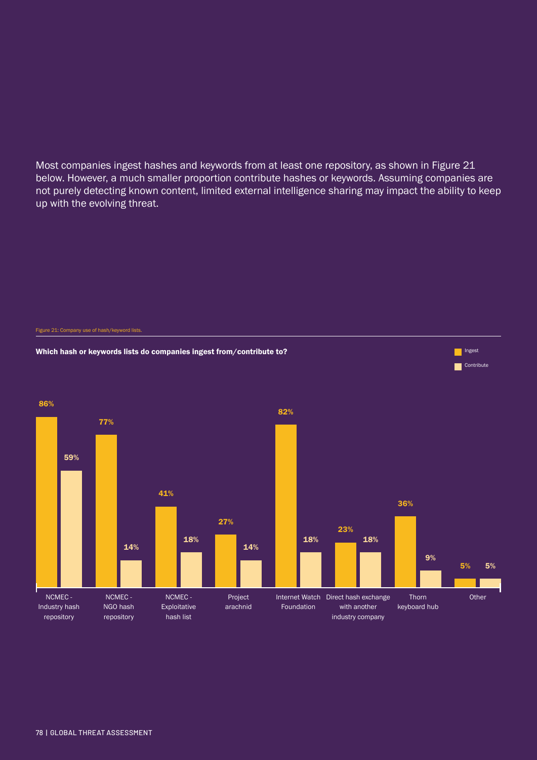Most companies ingest hashes and keywords from at least one repository, as shown in Figure 21 below. However, a much smaller proportion contribute hashes or keywords. Assuming companies are not purely detecting known content, limited external intelligence sharing may impact the ability to keep up with the evolving threat.

Figure 21: Company use of hash/keyword lists.

**Which hash or keywords lists do companies ingest from/contribute to?**

Ingest
Contribute

86%
59%
77%
14%
41%
18%
27%
14%
82%
18%
23%
18%
36%
9%
5%
5%

NCMEC - Industry hash repository
NCMEC - NGO hash repository
NCMEC - Exploitative hash list
Project arachnid
Internet Watch Foundation
Direct hash exchange with another industry company
Thorn keyboard hub
Other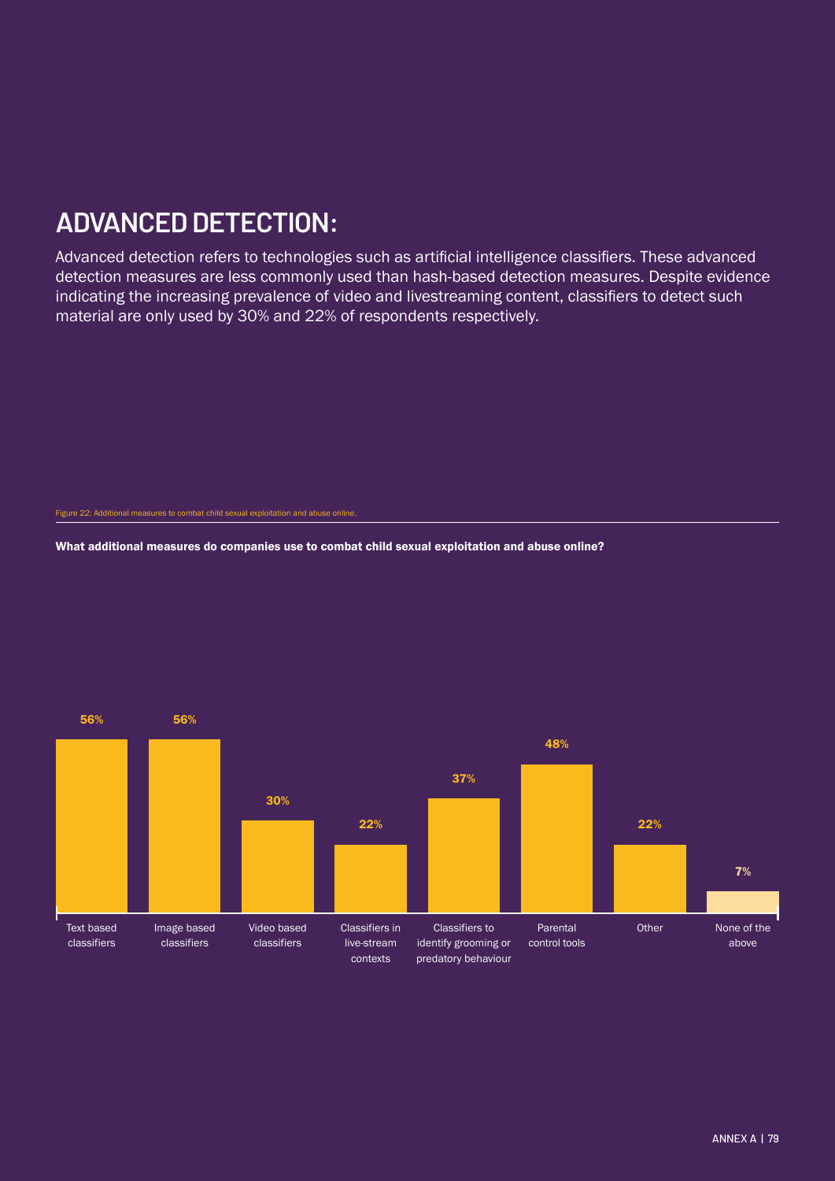# ADVANCED DETECTION:

Advanced detection refers to technologies such as artificial intelligence classifiers. These advanced detection measures are less commonly used than hash-based detection measures. Despite evidence indicating the increasing prevalence of video and livestreaming content, classifiers to detect such material are only used by 30% and 22% of respondents respectively.

Figure 22: Additional measures to combat child sexual exploitation and abuse online.

**What additional measures do companies use to combat child sexual exploitation and abuse online?**

56%
Text based classifiers

56%
Image based classifiers

30%
Video based classifiers

22%
Classifiers in live-stream contexts

37%
Classifiers to identify grooming or predatory behaviour

48%
Parental control tools

22%
Other

7%
None of the above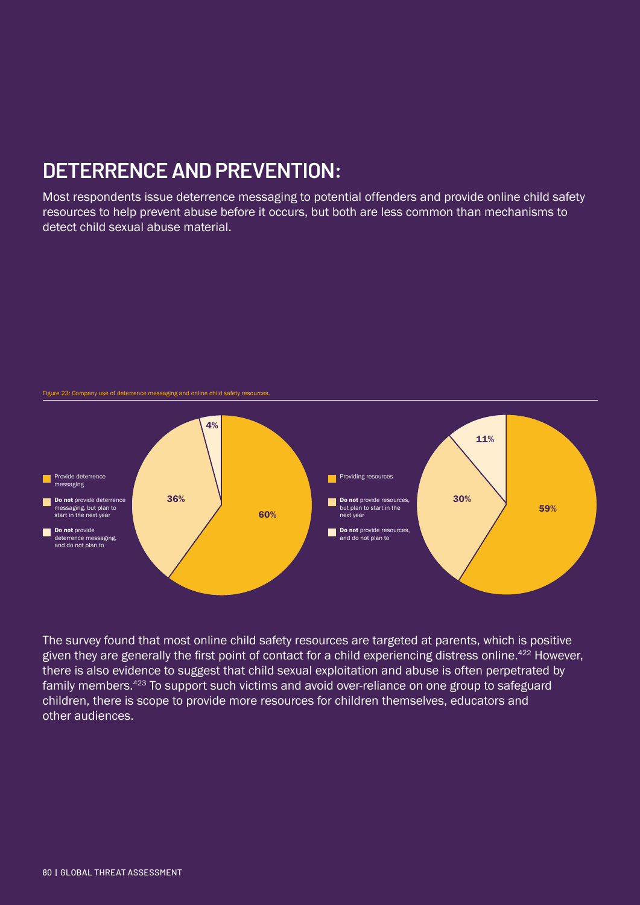# DETERRENCE AND PREVENTION:

Most respondents issue deterrence messaging to potential offenders and provide online child safety resources to help prevent abuse before it occurs, but both are less common than mechanisms to detect child sexual abuse material.

Figure 23: Company use of deterrence messaging and online child safety resources.

| Deterrence messaging | % |
| --- | --- |
| Provide deterrence messaging | 60% |
| **Do not** provide deterrence messaging, but plan to start in the next year | 36% |
| **Do not** provide deterrence messaging, and do not plan to | 4% |

| Online child safety resources | % |
| --- | --- |
| Providing resources | 59% |
| **Do not** provide resources, but plan to start in the next year | 30% |
| **Do not** provide resources, and do not plan to | 11% |

The survey found that most online child safety resources are targeted at parents, which is positive given they are generally the first point of contact for a child experiencing distress online.[422] However, there is also evidence to suggest that child sexual exploitation and abuse is often perpetrated by family members.[423] To support such victims and avoid over-reliance on one group to safeguard children, there is scope to provide more resources for children themselves, educators and other audiences.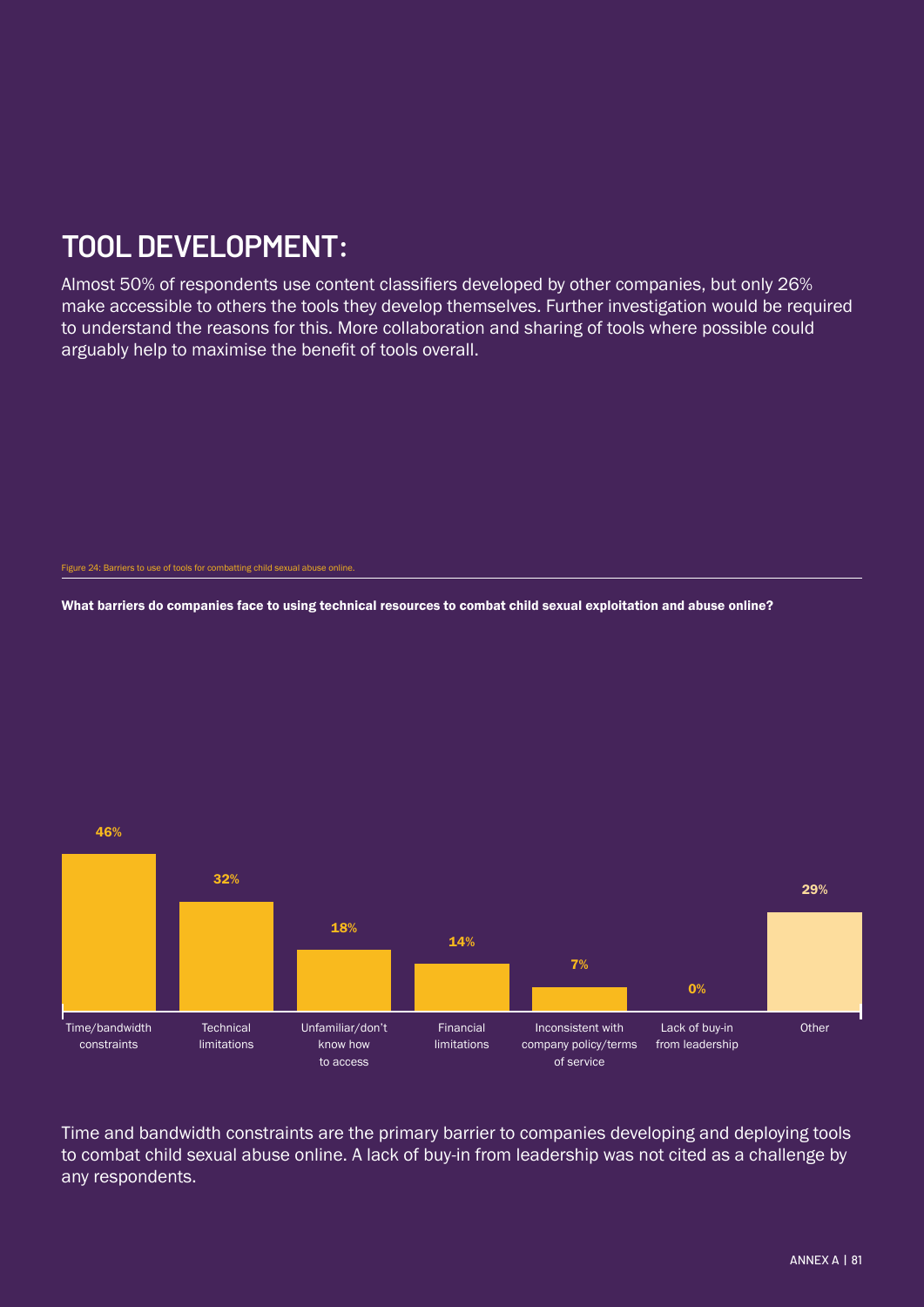## TOOL DEVELOPMENT:

Almost 50% of respondents use content classifiers developed by other companies, but only 26% make accessible to others the tools they develop themselves. Further investigation would be required to understand the reasons for this. More collaboration and sharing of tools where possible could arguably help to maximise the benefit of tools overall.

Figure 24: Barriers to use of tools for combatting child sexual abuse online.

**What barriers do companies face to using technical resources to combat child sexual exploitation and abuse online?**

46%
Time/bandwidth constraints

32%
Technical limitations

18%
Unfamiliar/don't know how to access

14%
Financial limitations

7%
Inconsistent with company policy/terms of service

0%
Lack of buy-in from leadership

29%
Other

Time and bandwidth constraints are the primary barrier to companies developing and deploying tools to combat child sexual abuse online. A lack of buy-in from leadership was not cited as a challenge by any respondents.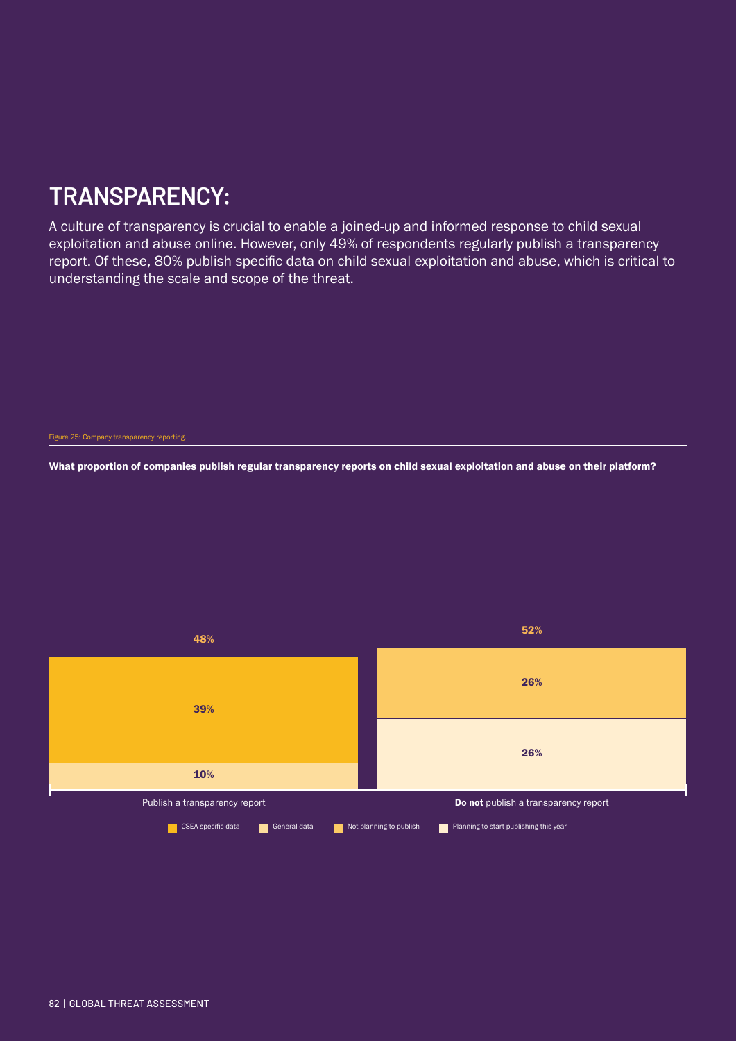# TRANSPARENCY:

A culture of transparency is crucial to enable a joined-up and informed response to child sexual exploitation and abuse online. However, only 49% of respondents regularly publish a transparency report. Of these, 80% publish specific data on child sexual exploitation and abuse, which is critical to understanding the scale and scope of the threat.

Figure 25: Company transparency reporting.

**What proportion of companies publish regular transparency reports on child sexual exploitation and abuse on their platform?**

48%

39%

10%

52%

26%

26%

Publish a transparency report

**Do not** publish a transparency report

CSEA-specific data

General data

Not planning to publish

Planning to start publishing this year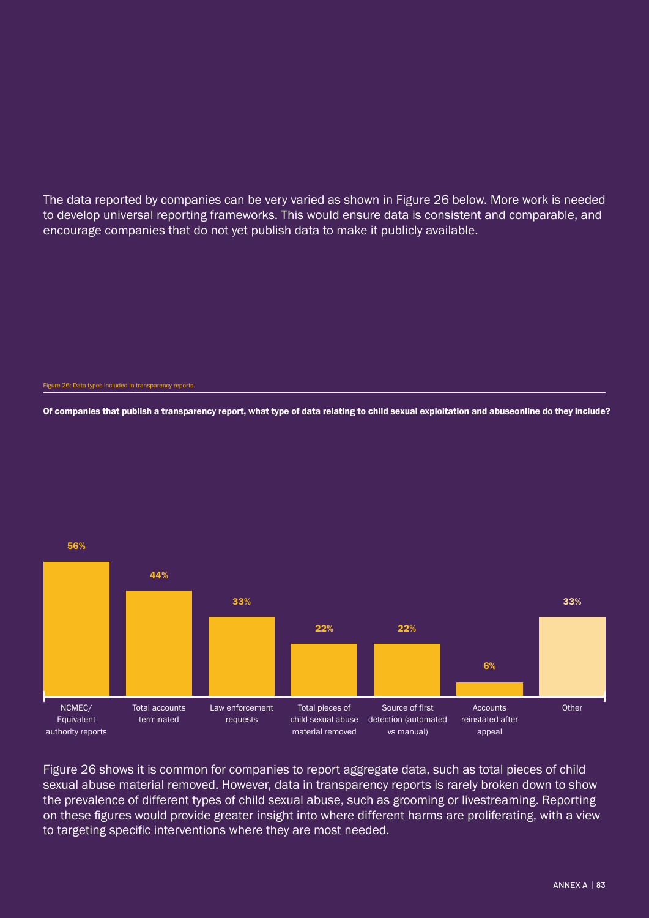The data reported by companies can be very varied as shown in Figure 26 below. More work is needed to develop universal reporting frameworks. This would ensure data is consistent and comparable, and encourage companies that do not yet publish data to make it publicly available.

Figure 26: Data types included in transparency reports.

**Of companies that publish a transparency report, what type of data relating to child sexual exploitation and abuseonline do they include?**

56%
44%
33%
22%
22%
6%
33%

NCMEC/ Equivalent authority reports
Total accounts terminated
Law enforcement requests
Total pieces of child sexual abuse material removed
Source of first detection (automated vs manual)
Accounts reinstated after appeal
Other

Figure 26 shows it is common for companies to report aggregate data, such as total pieces of child sexual abuse material removed. However, data in transparency reports is rarely broken down to show the prevalence of different types of child sexual abuse, such as grooming or livestreaming. Reporting on these figures would provide greater insight into where different harms are proliferating, with a view to targeting specific interventions where they are most needed.